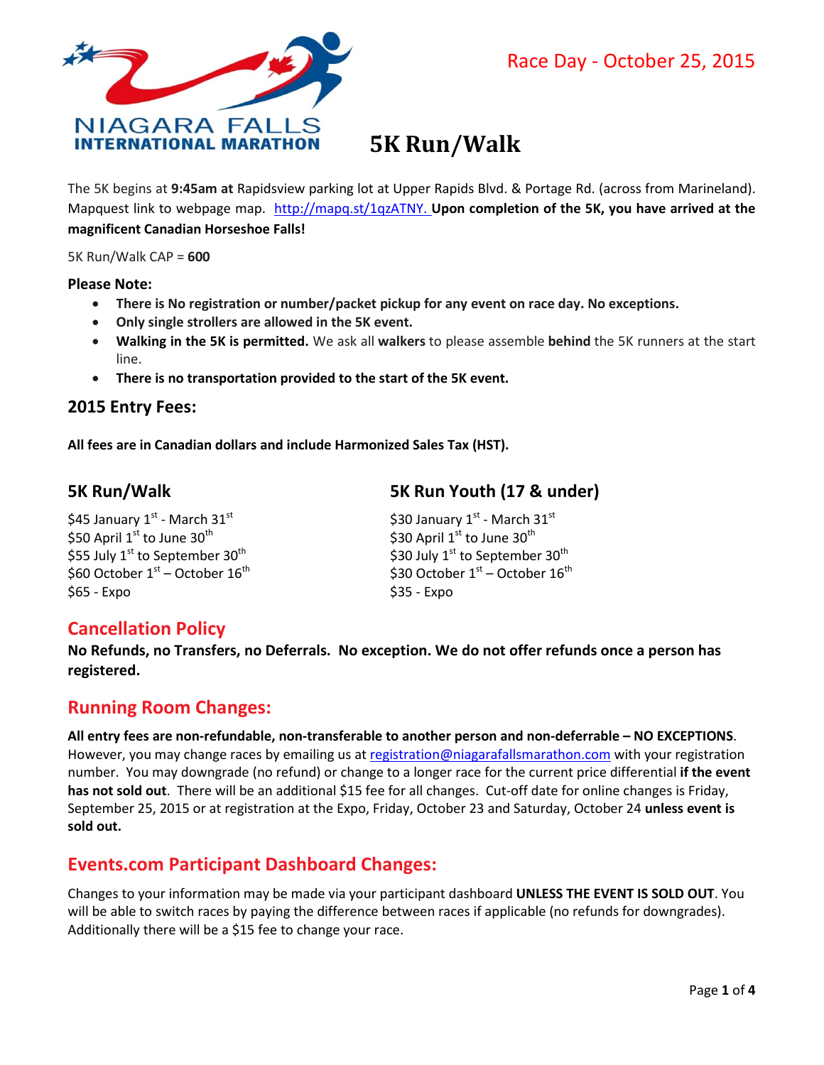NIAGARA FALLS
INTERNATIONAL MARATHON

Race Day - October 25, 2015

# 5K Run/Walk

The 5K begins at **9:45am at** Rapidsview parking lot at Upper Rapids Blvd. & Portage Rd. (across from Marineland). Mapquest link to webpage map. http://mapq.st/1qzATNY. **Upon completion of the 5K, you have arrived at the magnificent Canadian Horseshoe Falls!**

5K Run/Walk CAP = **600**

**Please Note:**

- **There is No registration or number/packet pickup for any event on race day. No exceptions.**
- **Only single strollers are allowed in the 5K event.**
- **Walking in the 5K is permitted.** We ask all **walkers** to please assemble **behind** the 5K runners at the start line.
- **There is no transportation provided to the start of the 5K event.**

## 2015 Entry Fees:

**All fees are in Canadian dollars and include Harmonized Sales Tax (HST).**

### 5K Run/Walk

$45 January 1st - March 31st
$50 April 1st to June 30th
$55 July 1st to September 30th
$60 October 1st – October 16th
$65 - Expo

### 5K Run Youth (17 & under)

$30 January 1st - March 31st
$30 April 1st to June 30th
$30 July 1st to September 30th
$30 October 1st – October 16th
$35 - Expo

## Cancellation Policy

**No Refunds, no Transfers, no Deferrals. No exception. We do not offer refunds once a person has registered.**

## Running Room Changes:

**All entry fees are non-refundable, non-transferable to another person and non-deferrable – NO EXCEPTIONS**. However, you may change races by emailing us at registration@niagarafallsmarathon.com with your registration number. You may downgrade (no refund) or change to a longer race for the current price differential **if the event has not sold out**. There will be an additional $15 fee for all changes. Cut-off date for online changes is Friday, September 25, 2015 or at registration at the Expo, Friday, October 23 and Saturday, October 24 **unless event is sold out.**

## Events.com Participant Dashboard Changes:

Changes to your information may be made via your participant dashboard **UNLESS THE EVENT IS SOLD OUT**. You will be able to switch races by paying the difference between races if applicable (no refunds for downgrades). Additionally there will be a $15 fee to change your race.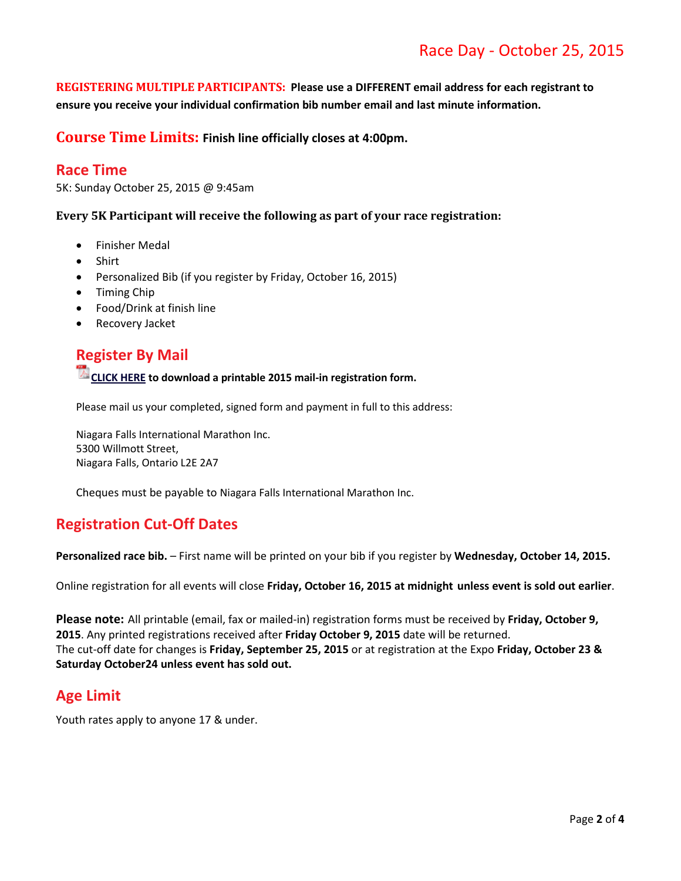# Race Day - October 25, 2015

**REGISTERING MULTIPLE PARTICIPANTS: Please use a DIFFERENT email address for each registrant to ensure you receive your individual confirmation bib number email and last minute information.**

## Course Time Limits: **Finish line officially closes at 4:00pm.**

## Race Time

5K: Sunday October 25, 2015 @ 9:45am

**Every 5K Participant will receive the following as part of your race registration:**

- Finisher Medal
- Shirt
- Personalized Bib (if you register by Friday, October 16, 2015)
- Timing Chip
- Food/Drink at finish line
- Recovery Jacket

## Register By Mail

**CLICK HERE to download a printable 2015 mail-in registration form.**

Please mail us your completed, signed form and payment in full to this address:

Niagara Falls International Marathon Inc.
5300 Willmott Street,
Niagara Falls, Ontario L2E 2A7

Cheques must be payable to Niagara Falls International Marathon Inc.

## Registration Cut-Off Dates

**Personalized race bib.** – First name will be printed on your bib if you register by **Wednesday, October 14, 2015.**

Online registration for all events will close **Friday, October 16, 2015 at midnight unless event is sold out earlier**.

**Please note:** All printable (email, fax or mailed-in) registration forms must be received by **Friday, October 9, 2015**. Any printed registrations received after **Friday October 9, 2015** date will be returned.
The cut-off date for changes is **Friday, September 25, 2015** or at registration at the Expo **Friday, October 23 & Saturday October24 unless event has sold out.**

## Age Limit

Youth rates apply to anyone 17 & under.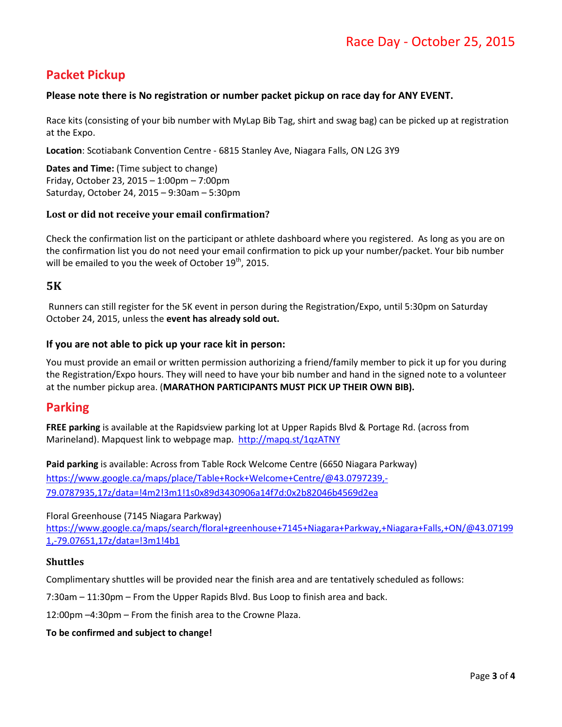# Race Day - October 25, 2015

## Packet Pickup

**Please note there is No registration or number packet pickup on race day for ANY EVENT.**

Race kits (consisting of your bib number with MyLap Bib Tag, shirt and swag bag) can be picked up at registration at the Expo.

**Location**: Scotiabank Convention Centre - 6815 Stanley Ave, Niagara Falls, ON L2G 3Y9

**Dates and Time:** (Time subject to change)
Friday, October 23, 2015 – 1:00pm – 7:00pm
Saturday, October 24, 2015 – 9:30am – 5:30pm

### Lost or did not receive your email confirmation?

Check the confirmation list on the participant or athlete dashboard where you registered. As long as you are on the confirmation list you do not need your email confirmation to pick up your number/packet. Your bib number will be emailed to you the week of October 19th, 2015.

### 5K

Runners can still register for the 5K event in person during the Registration/Expo, until 5:30pm on Saturday October 24, 2015, unless the **event has already sold out.**

### If you are not able to pick up your race kit in person:

You must provide an email or written permission authorizing a friend/family member to pick it up for you during the Registration/Expo hours. They will need to have your bib number and hand in the signed note to a volunteer at the number pickup area. (**MARATHON PARTICIPANTS MUST PICK UP THEIR OWN BIB).**

## Parking

**FREE parking** is available at the Rapidsview parking lot at Upper Rapids Blvd & Portage Rd. (across from Marineland). Mapquest link to webpage map. http://mapq.st/1qzATNY

**Paid parking** is available: Across from Table Rock Welcome Centre (6650 Niagara Parkway)
https://www.google.ca/maps/place/Table+Rock+Welcome+Centre/@43.0797239,-79.0787935,17z/data=!4m2!3m1!1s0x89d3430906a14f7d:0x2b82046b4569d2ea

Floral Greenhouse (7145 Niagara Parkway)
https://www.google.ca/maps/search/floral+greenhouse+7145+Niagara+Parkway,+Niagara+Falls,+ON/@43.071991,-79.07651,17z/data=!3m1!4b1

### Shuttles

Complimentary shuttles will be provided near the finish area and are tentatively scheduled as follows:

7:30am – 11:30pm – From the Upper Rapids Blvd. Bus Loop to finish area and back.

12:00pm –4:30pm – From the finish area to the Crowne Plaza.

**To be confirmed and subject to change!**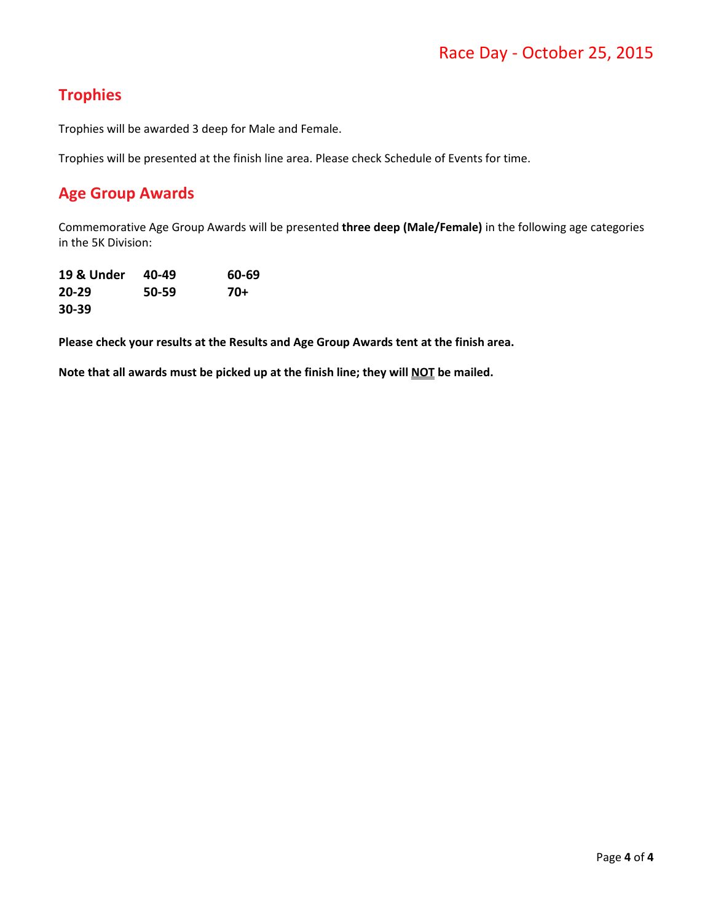Race Day - October 25, 2015

## Trophies

Trophies will be awarded 3 deep for Male and Female.

Trophies will be presented at the finish line area. Please check Schedule of Events for time.

## Age Group Awards

Commemorative Age Group Awards will be presented **three deep (Male/Female)** in the following age categories in the 5K Division:

| | | |
|---|---|---|
| **19 & Under** | **40-49** | **60-69** |
| **20-29** | **50-59** | **70+** |
| **30-39** | | |

**Please check your results at the Results and Age Group Awards tent at the finish area.**

**Note that all awards must be picked up at the finish line; they will NOT be mailed.**